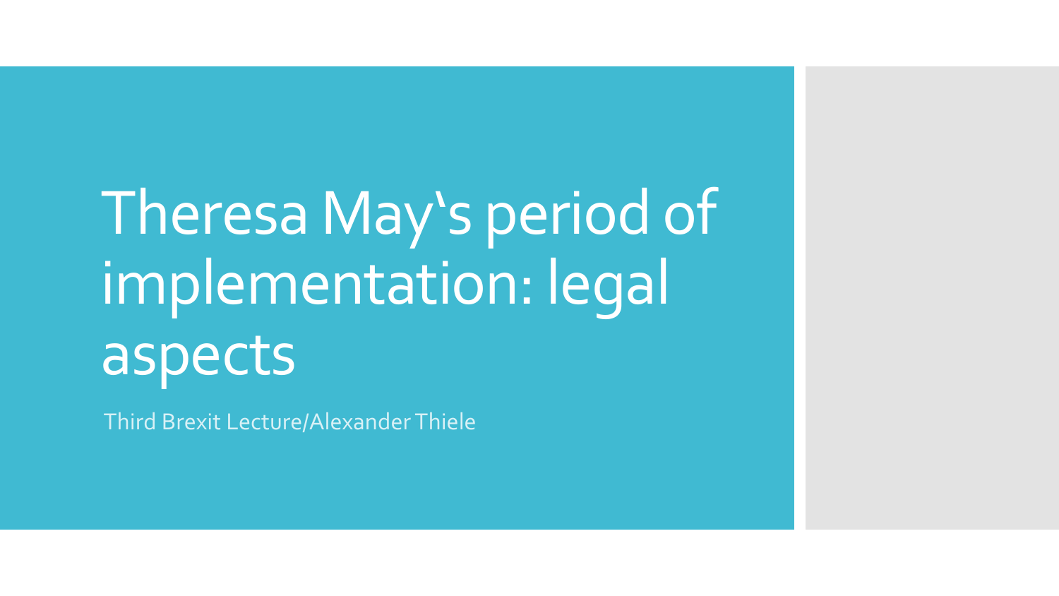# Theresa May‘s period of implementation: legal aspects

Third Brexit Lecture/Alexander Thiele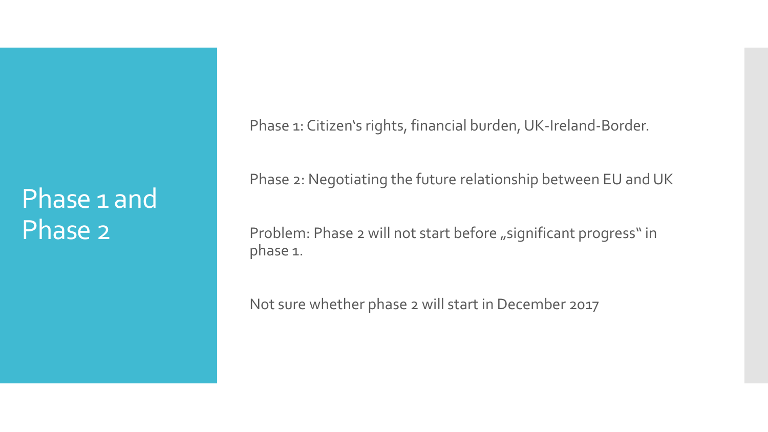# Phase 1 and Phase 2

Phase 1: Citizen‘s rights, financial burden, UK-Ireland-Border.

Phase 2: Negotiating the future relationship between EU and UK

Problem: Phase 2 will not start before „significant progress“ in phase 1.

Not sure whether phase 2 will start in December 2017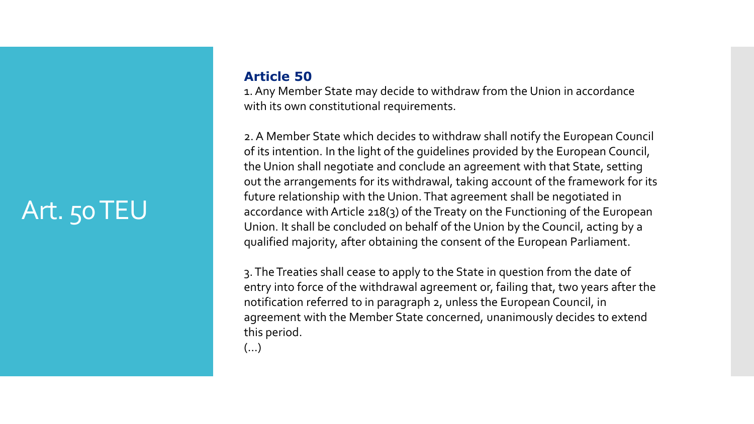# Art. 50 TEU

**Article 50**

1. Any Member State may decide to withdraw from the Union in accordance with its own constitutional requirements.

2. A Member State which decides to withdraw shall notify the European Council of its intention. In the light of the guidelines provided by the European Council, the Union shall negotiate and conclude an agreement with that State, setting out the arrangements for its withdrawal, taking account of the framework for its future relationship with the Union. That agreement shall be negotiated in accordance with Article 218(3) of the Treaty on the Functioning of the European Union. It shall be concluded on behalf of the Union by the Council, acting by a qualified majority, after obtaining the consent of the European Parliament.

3. The Treaties shall cease to apply to the State in question from the date of entry into force of the withdrawal agreement or, failing that, two years after the notification referred to in paragraph 2, unless the European Council, in agreement with the Member State concerned, unanimously decides to extend this period.

(…)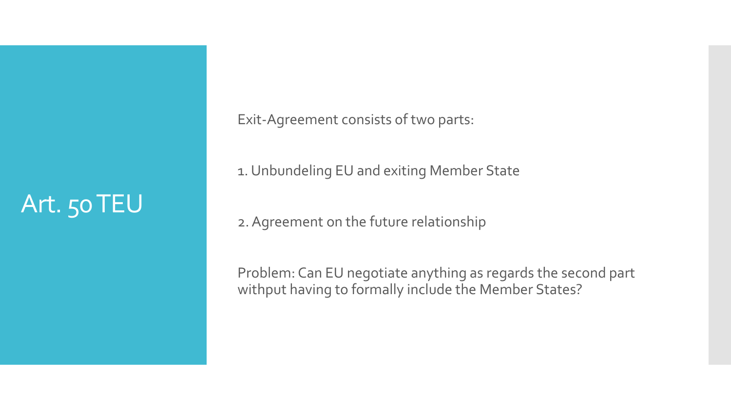# Art. 50 TEU

Exit-Agreement consists of two parts:

1. Unbundeling EU and exiting Member State

2. Agreement on the future relationship

Problem: Can EU negotiate anything as regards the second part withput having to formally include the Member States?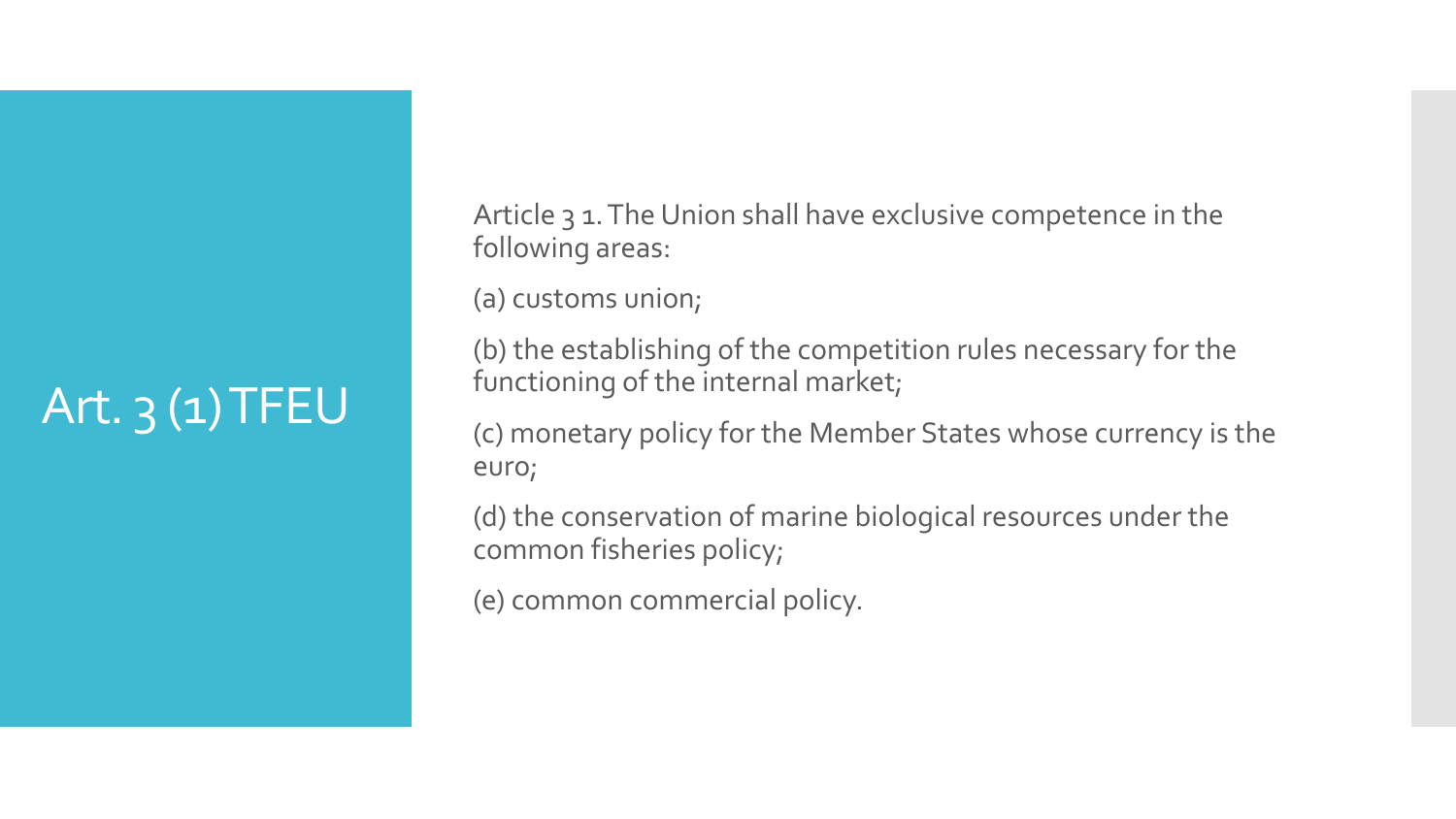# Art. 3 (1) TFEU

Article 3 1. The Union shall have exclusive competence in the following areas:

(a) customs union;

(b) the establishing of the competition rules necessary for the functioning of the internal market;

(c) monetary policy for the Member States whose currency is the euro;

(d) the conservation of marine biological resources under the common fisheries policy;

(e) common commercial policy.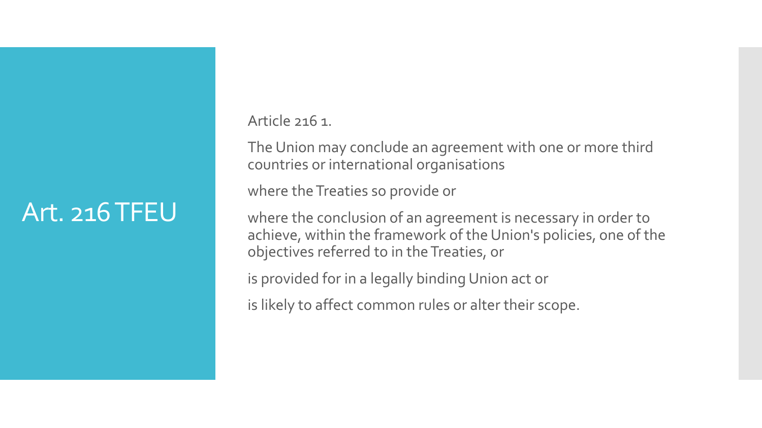# Art. 216 TFEU

Article 216 1.

The Union may conclude an agreement with one or more third countries or international organisations

where the Treaties so provide or

where the conclusion of an agreement is necessary in order to achieve, within the framework of the Union's policies, one of the objectives referred to in the Treaties, or

is provided for in a legally binding Union act or

is likely to affect common rules or alter their scope.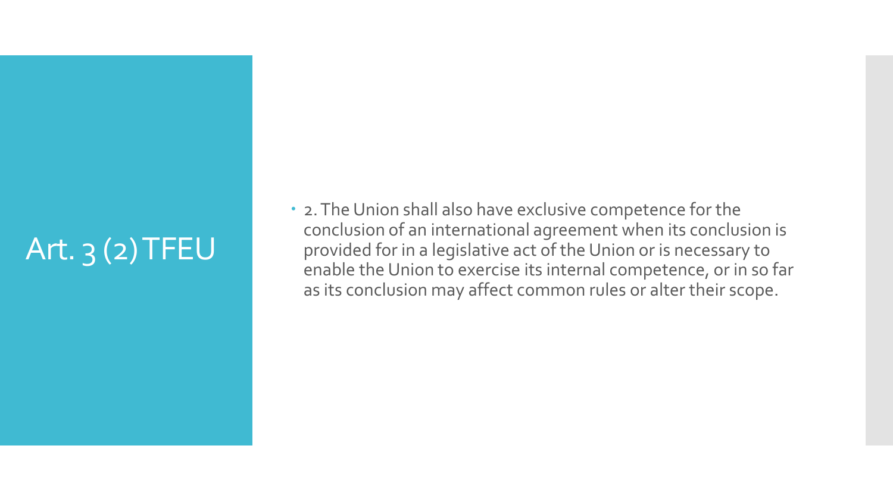# Art. 3 (2) TFEU

- 2. The Union shall also have exclusive competence for the conclusion of an international agreement when its conclusion is provided for in a legislative act of the Union or is necessary to enable the Union to exercise its internal competence, or in so far as its conclusion may affect common rules or alter their scope.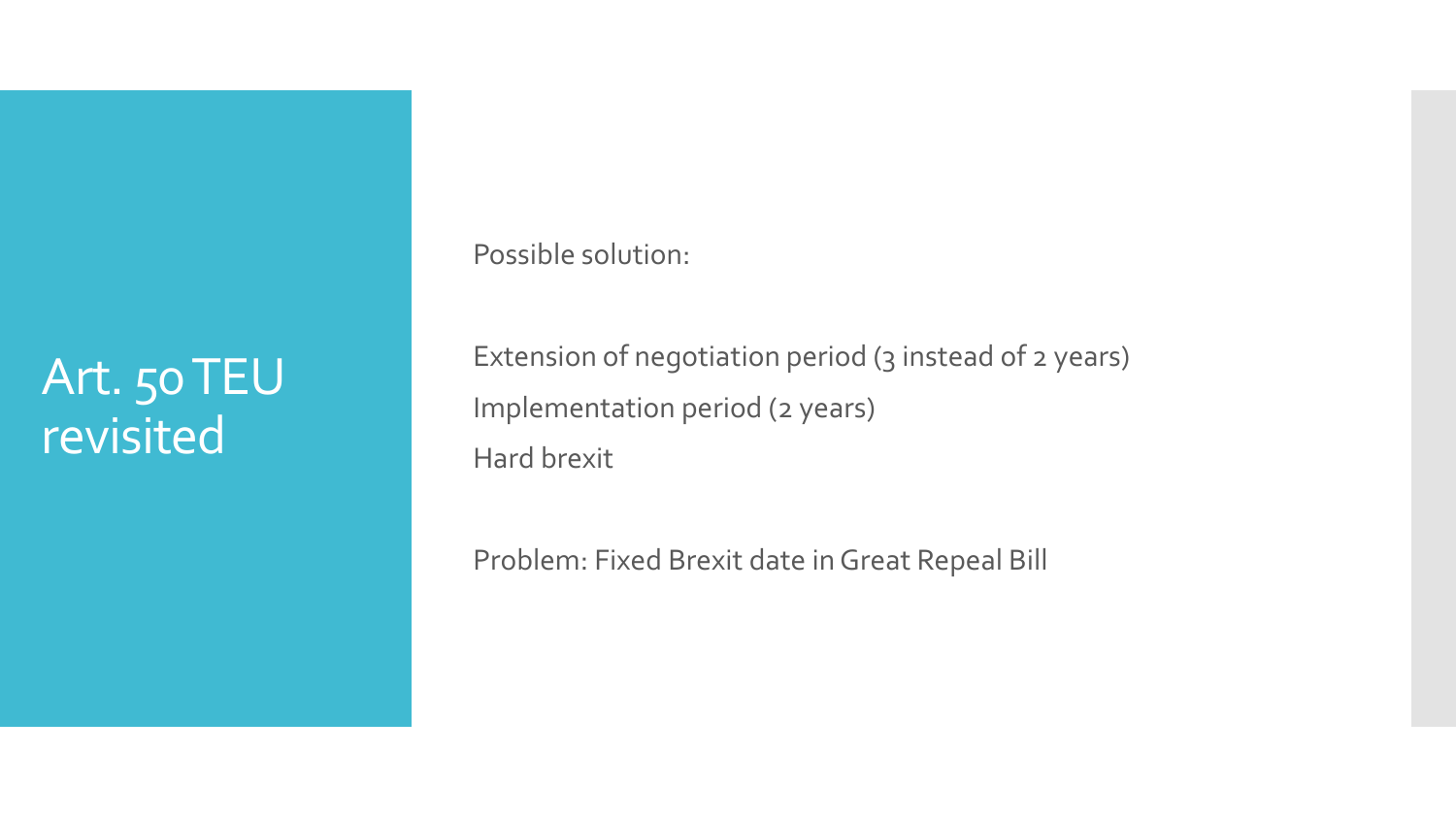# Art. 50 TEU revisited

Possible solution:

Extension of negotiation period (3 instead of 2 years)

Implementation period (2 years)

Hard brexit

Problem: Fixed Brexit date in Great Repeal Bill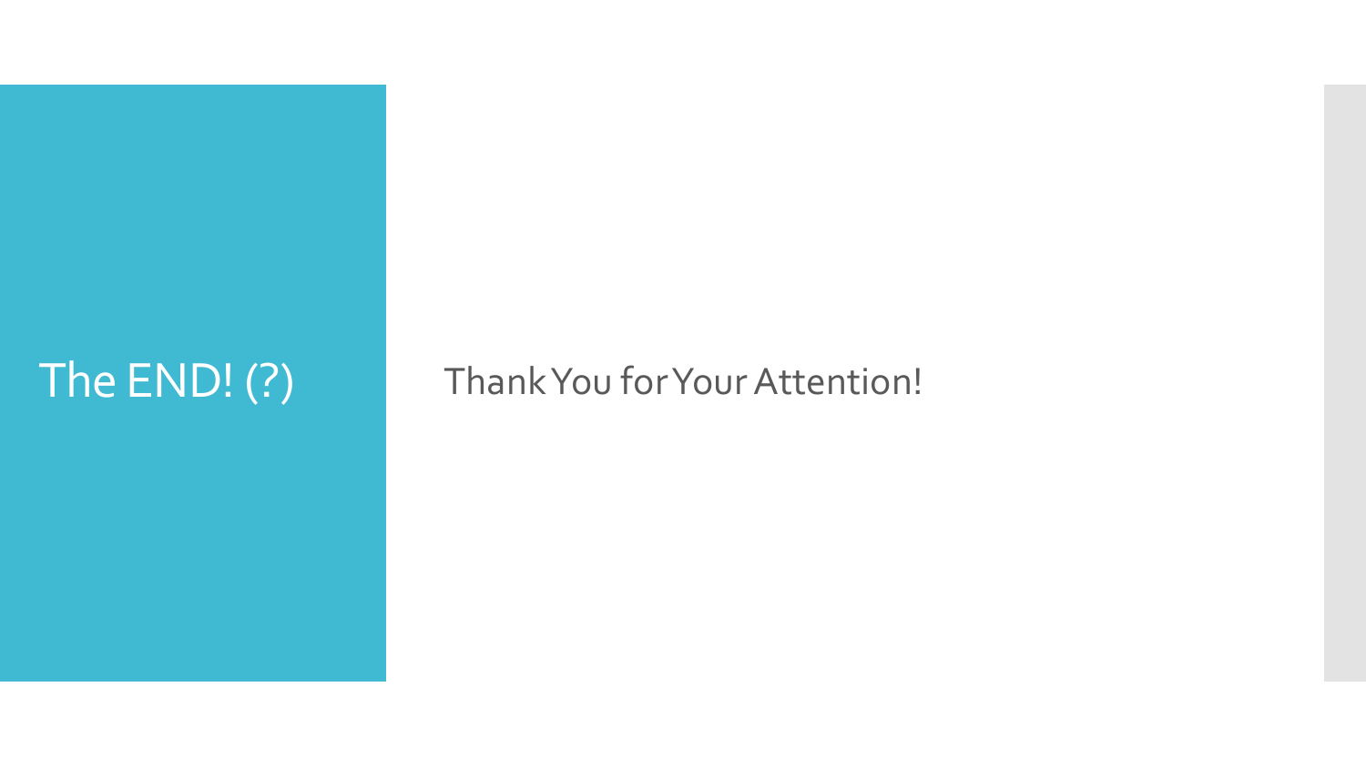# The END! (?)

Thank You for Your Attention!